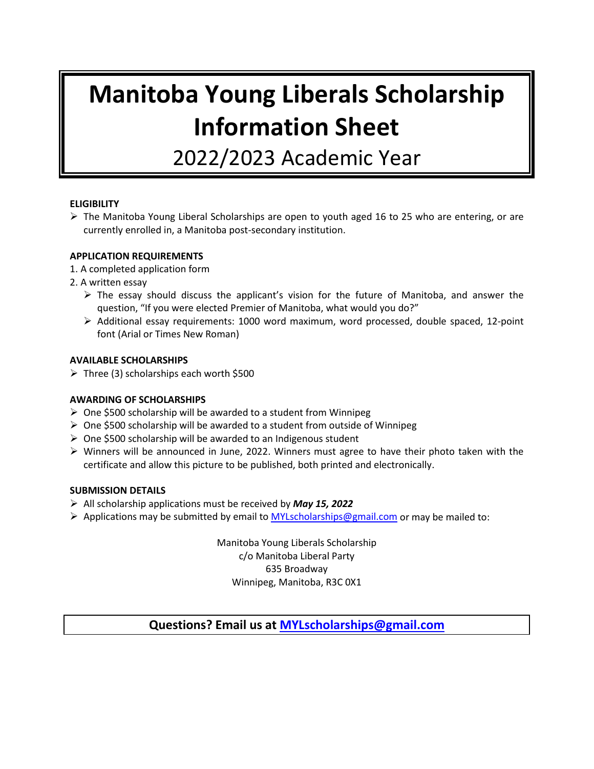# Manitoba Young Liberals Scholarship Information Sheet

## 2022/2023 Academic Year

**ELIGIBILITY**

- The Manitoba Young Liberal Scholarships are open to youth aged 16 to 25 who are entering, or are currently enrolled in, a Manitoba post-secondary institution.

**APPLICATION REQUIREMENTS**

1. A completed application form
2. A written essay
   - The essay should discuss the applicant's vision for the future of Manitoba, and answer the question, "If you were elected Premier of Manitoba, what would you do?"
   - Additional essay requirements: 1000 word maximum, word processed, double spaced, 12-point font (Arial or Times New Roman)

**AVAILABLE SCHOLARSHIPS**

- Three (3) scholarships each worth $500

**AWARDING OF SCHOLARSHIPS**

- One $500 scholarship will be awarded to a student from Winnipeg
- One $500 scholarship will be awarded to a student from outside of Winnipeg
- One $500 scholarship will be awarded to an Indigenous student
- Winners will be announced in June, 2022. Winners must agree to have their photo taken with the certificate and allow this picture to be published, both printed and electronically.

**SUBMISSION DETAILS**

- All scholarship applications must be received by ***May 15, 2022***
- Applications may be submitted by email to MYLscholarships@gmail.com or may be mailed to:

Manitoba Young Liberals Scholarship
c/o Manitoba Liberal Party
635 Broadway
Winnipeg, Manitoba, R3C 0X1

**Questions? Email us at MYLscholarships@gmail.com**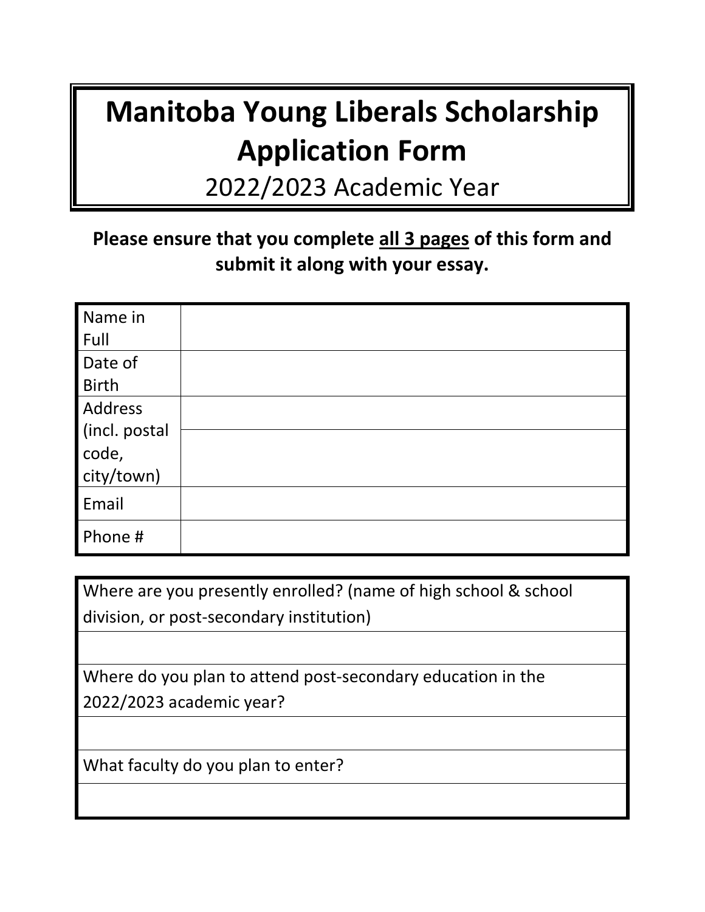# Manitoba Young Liberals Scholarship Application Form

2022/2023 Academic Year

**Please ensure that you complete <u>all 3 pages</u> of this form and submit it along with your essay.**

| | |
|---|---|
| Name in Full | |
| Date of Birth | |
| Address (incl. postal code, city/town) | |
| | |
| Email | |
| Phone # | |

| |
|---|
| Where are you presently enrolled? (name of high school & school division, or post-secondary institution) |
| |
| Where do you plan to attend post-secondary education in the 2022/2023 academic year? |
| |
| What faculty do you plan to enter? |
| |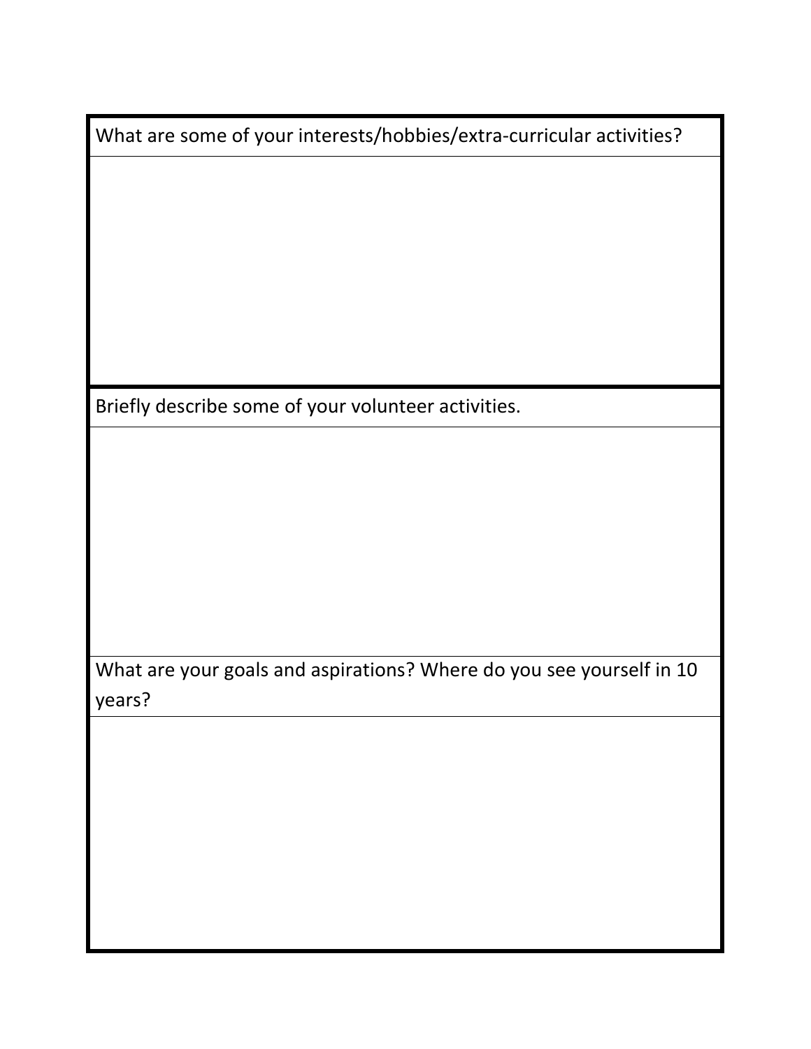| What are some of your interests/hobbies/extra-curricular activities? |
| --- |
| |

| Briefly describe some of your volunteer activities. |
| --- |
| |

| What are your goals and aspirations? Where do you see yourself in 10 years? |
| --- |
| |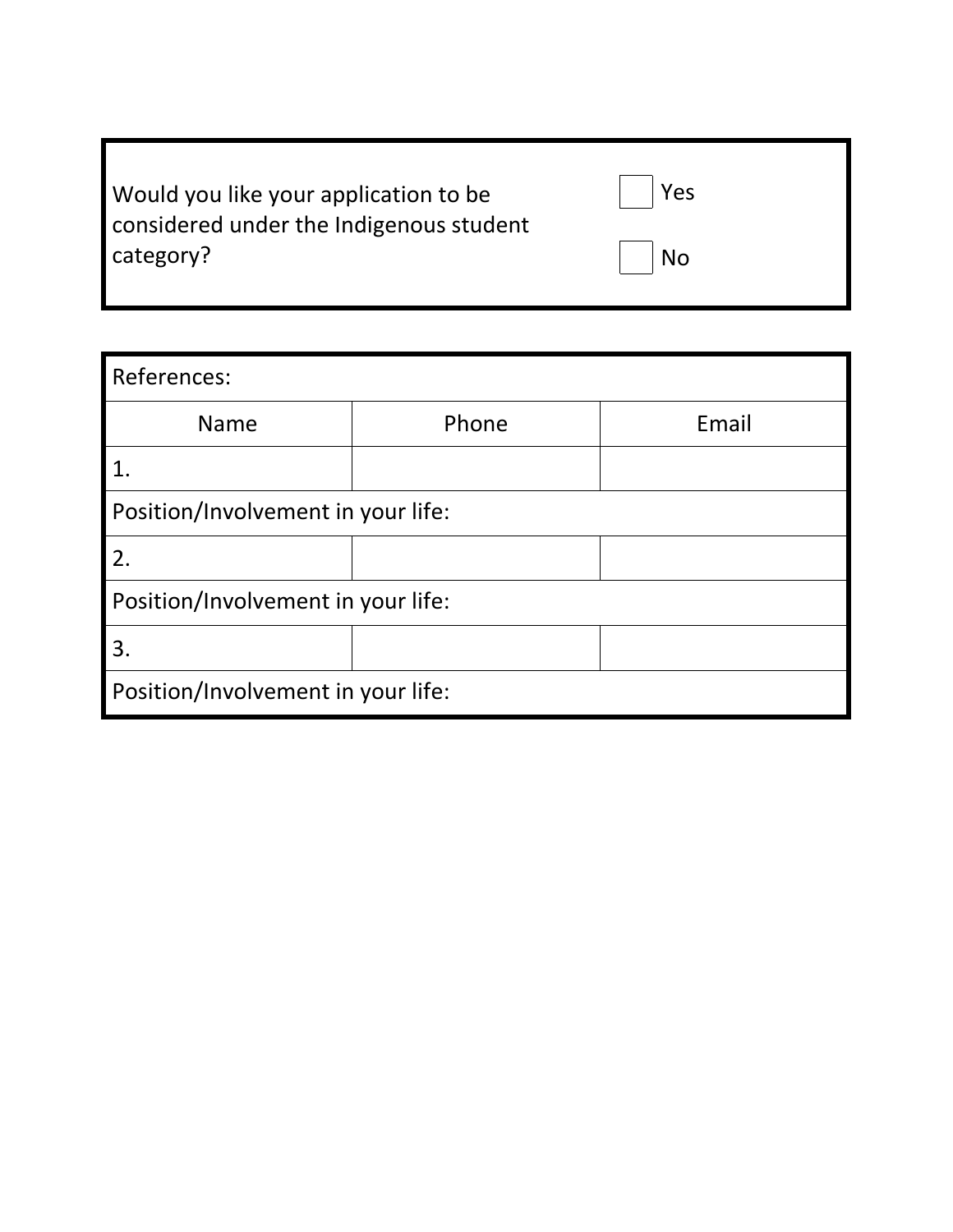Would you like your application to be considered under the Indigenous student category?

☐ Yes

☐ No

| References: | | |
|---|---|---|
| Name | Phone | Email |
| 1. | | |
| Position/Involvement in your life: | | |
| 2. | | |
| Position/Involvement in your life: | | |
| 3. | | |
| Position/Involvement in your life: | | |